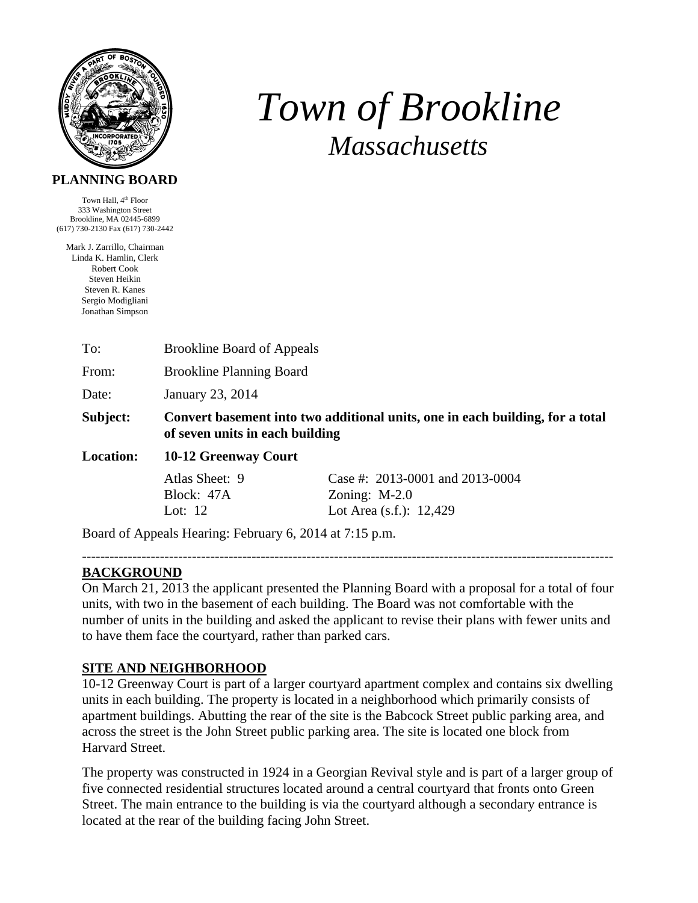# Town of Brookline
## Massachusetts

**PLANNING BOARD**

Town Hall, 4th Floor
333 Washington Street
Brookline, MA 02445-6899
(617) 730-2130 Fax (617) 730-2442

Mark J. Zarrillo, Chairman
Linda K. Hamlin, Clerk
Robert Cook
Steven Heikin
Steven R. Kanes
Sergio Modigliani
Jonathan Simpson

| | | |
|---|---|---|
| To: | Brookline Board of Appeals | |
| From: | Brookline Planning Board | |
| Date: | January 23, 2014 | |
| **Subject:** | **Convert basement into two additional units, one in each building, for a total of seven units in each building** | |
| **Location:** | **10-12 Greenway Court** | |
| | Atlas Sheet: 9 | Case #: 2013-0001 and 2013-0004 |
| | Block: 47A | Zoning: M-2.0 |
| | Lot: 12 | Lot Area (s.f.): 12,429 |

Board of Appeals Hearing: February 6, 2014 at 7:15 p.m.

---

## BACKGROUND

On March 21, 2013 the applicant presented the Planning Board with a proposal for a total of four units, with two in the basement of each building. The Board was not comfortable with the number of units in the building and asked the applicant to revise their plans with fewer units and to have them face the courtyard, rather than parked cars.

## SITE AND NEIGHBORHOOD

10-12 Greenway Court is part of a larger courtyard apartment complex and contains six dwelling units in each building. The property is located in a neighborhood which primarily consists of apartment buildings. Abutting the rear of the site is the Babcock Street public parking area, and across the street is the John Street public parking area. The site is located one block from Harvard Street.

The property was constructed in 1924 in a Georgian Revival style and is part of a larger group of five connected residential structures located around a central courtyard that fronts onto Green Street. The main entrance to the building is via the courtyard although a secondary entrance is located at the rear of the building facing John Street.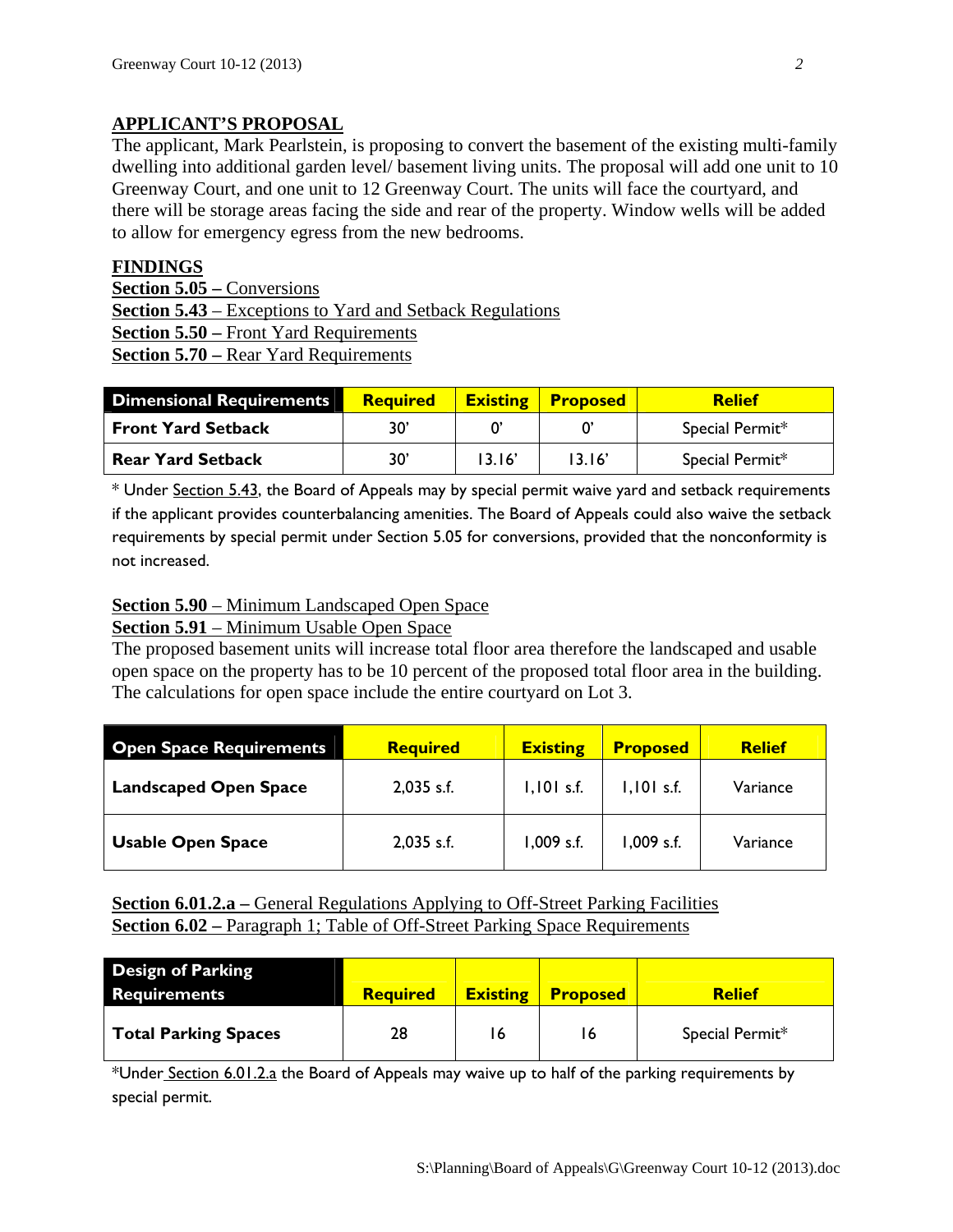## APPLICANT'S PROPOSAL

The applicant, Mark Pearlstein, is proposing to convert the basement of the existing multi-family dwelling into additional garden level/ basement living units. The proposal will add one unit to 10 Greenway Court, and one unit to 12 Greenway Court. The units will face the courtyard, and there will be storage areas facing the side and rear of the property. Window wells will be added to allow for emergency egress from the new bedrooms.

## FINDINGS

**Section 5.05 –** Conversions
**Section 5.43** – Exceptions to Yard and Setback Regulations
**Section 5.50 –** Front Yard Requirements
**Section 5.70 –** Rear Yard Requirements

| Dimensional Requirements | Required | Existing | Proposed | Relief |
|---|---|---|---|---|
| **Front Yard Setback** | 30' | 0' | 0' | Special Permit* |
| **Rear Yard Setback** | 30' | 13.16' | 13.16' | Special Permit* |

* Under Section 5.43, the Board of Appeals may by special permit waive yard and setback requirements if the applicant provides counterbalancing amenities. The Board of Appeals could also waive the setback requirements by special permit under Section 5.05 for conversions, provided that the nonconformity is not increased.

**Section 5.90** – Minimum Landscaped Open Space
**Section 5.91** – Minimum Usable Open Space

The proposed basement units will increase total floor area therefore the landscaped and usable open space on the property has to be 10 percent of the proposed total floor area in the building. The calculations for open space include the entire courtyard on Lot 3.

| Open Space Requirements | Required | Existing | Proposed | Relief |
|---|---|---|---|---|
| **Landscaped Open Space** | 2,035 s.f. | 1,101 s.f. | 1,101 s.f. | Variance |
| **Usable Open Space** | 2,035 s.f. | 1,009 s.f. | 1,009 s.f. | Variance |

**Section 6.01.2.a –** General Regulations Applying to Off-Street Parking Facilities
**Section 6.02 –** Paragraph 1; Table of Off-Street Parking Space Requirements

| Design of Parking Requirements | Required | Existing | Proposed | Relief |
|---|---|---|---|---|
| **Total Parking Spaces** | 28 | 16 | 16 | Special Permit* |

*Under Section 6.01.2.a the Board of Appeals may waive up to half of the parking requirements by special permit.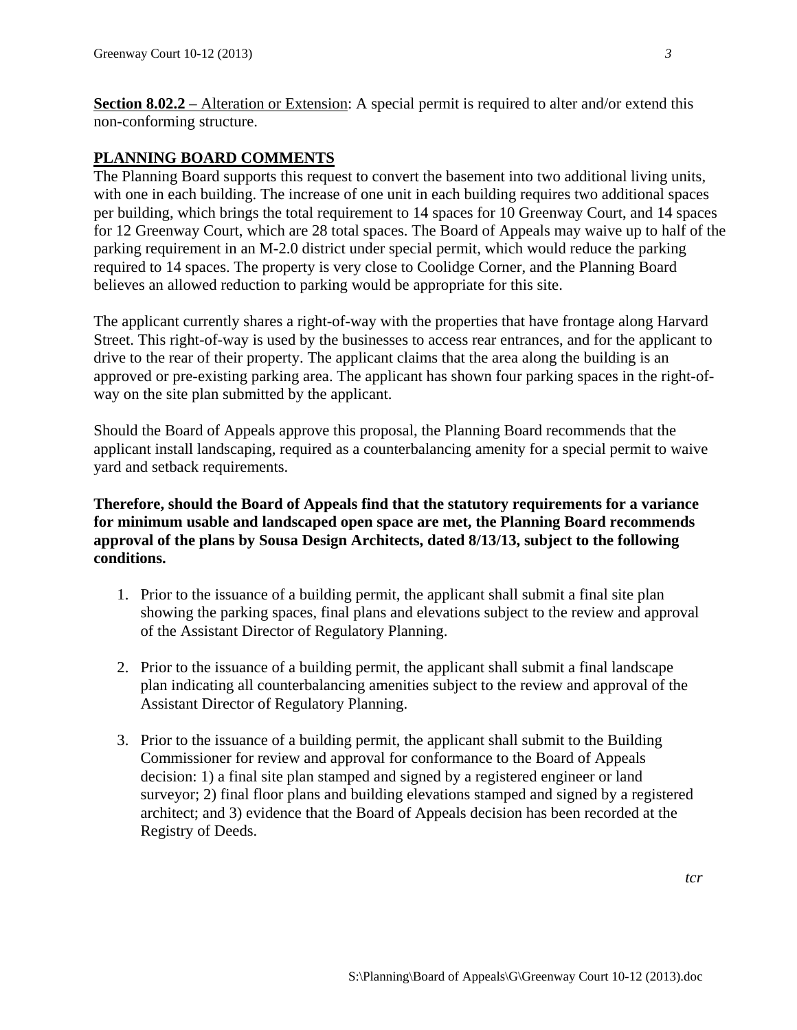**Section 8.02.2** – Alteration or Extension: A special permit is required to alter and/or extend this non-conforming structure.

## PLANNING BOARD COMMENTS

The Planning Board supports this request to convert the basement into two additional living units, with one in each building. The increase of one unit in each building requires two additional spaces per building, which brings the total requirement to 14 spaces for 10 Greenway Court, and 14 spaces for 12 Greenway Court, which are 28 total spaces. The Board of Appeals may waive up to half of the parking requirement in an M-2.0 district under special permit, which would reduce the parking required to 14 spaces. The property is very close to Coolidge Corner, and the Planning Board believes an allowed reduction to parking would be appropriate for this site.

The applicant currently shares a right-of-way with the properties that have frontage along Harvard Street. This right-of-way is used by the businesses to access rear entrances, and for the applicant to drive to the rear of their property. The applicant claims that the area along the building is an approved or pre-existing parking area. The applicant has shown four parking spaces in the right-of-way on the site plan submitted by the applicant.

Should the Board of Appeals approve this proposal, the Planning Board recommends that the applicant install landscaping, required as a counterbalancing amenity for a special permit to waive yard and setback requirements.

**Therefore, should the Board of Appeals find that the statutory requirements for a variance for minimum usable and landscaped open space are met, the Planning Board recommends approval of the plans by Sousa Design Architects, dated 8/13/13, subject to the following conditions.**

1. Prior to the issuance of a building permit, the applicant shall submit a final site plan showing the parking spaces, final plans and elevations subject to the review and approval of the Assistant Director of Regulatory Planning.

2. Prior to the issuance of a building permit, the applicant shall submit a final landscape plan indicating all counterbalancing amenities subject to the review and approval of the Assistant Director of Regulatory Planning.

3. Prior to the issuance of a building permit, the applicant shall submit to the Building Commissioner for review and approval for conformance to the Board of Appeals decision: 1) a final site plan stamped and signed by a registered engineer or land surveyor; 2) final floor plans and building elevations stamped and signed by a registered architect; and 3) evidence that the Board of Appeals decision has been recorded at the Registry of Deeds.

*tcr*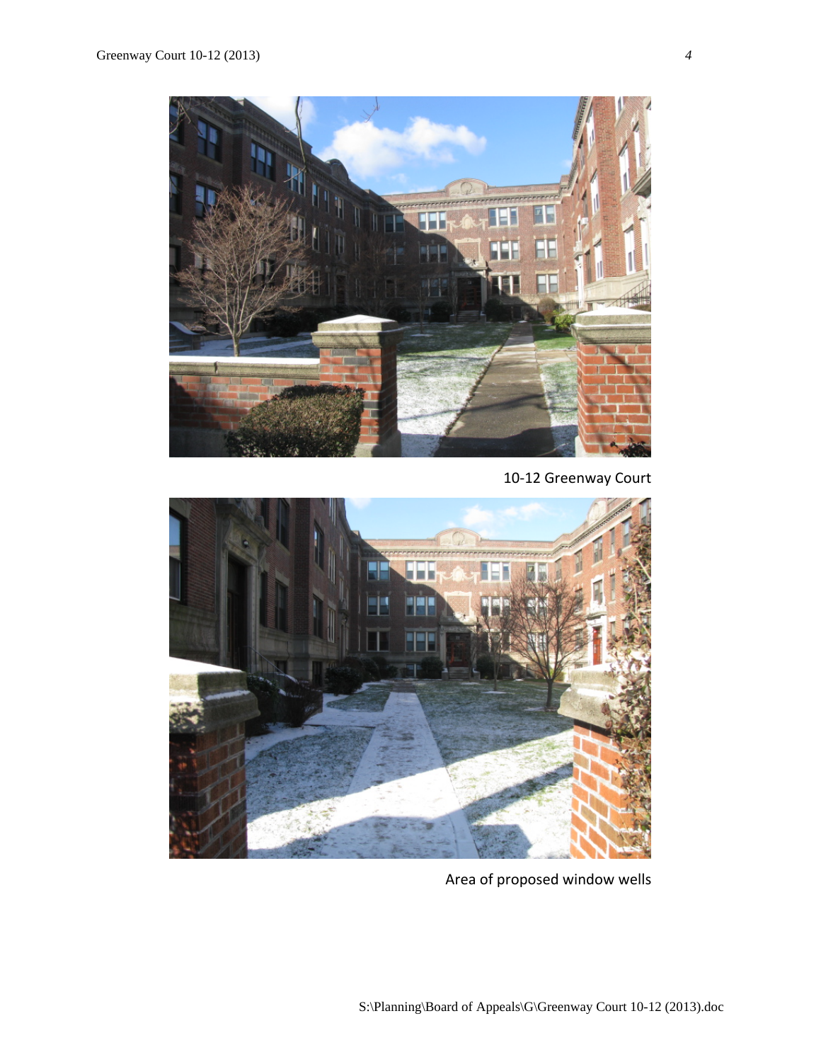10-12 Greenway Court

Area of proposed window wells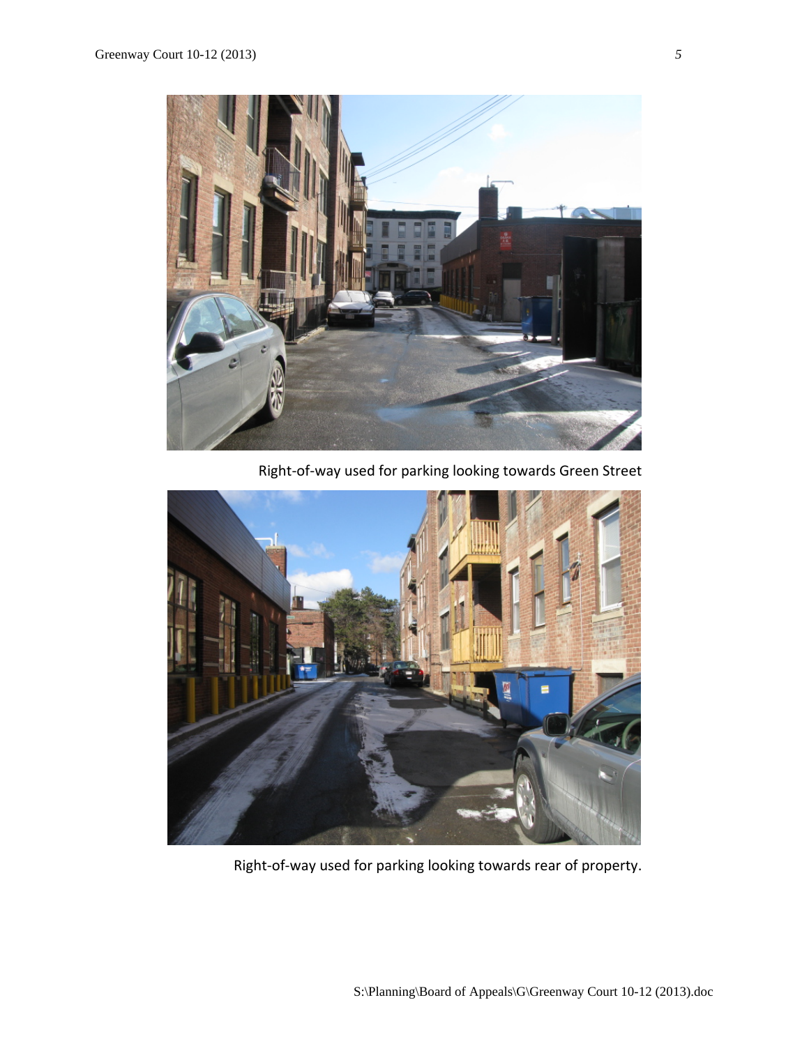Right-of-way used for parking looking towards Green Street

Right-of-way used for parking looking towards rear of property.